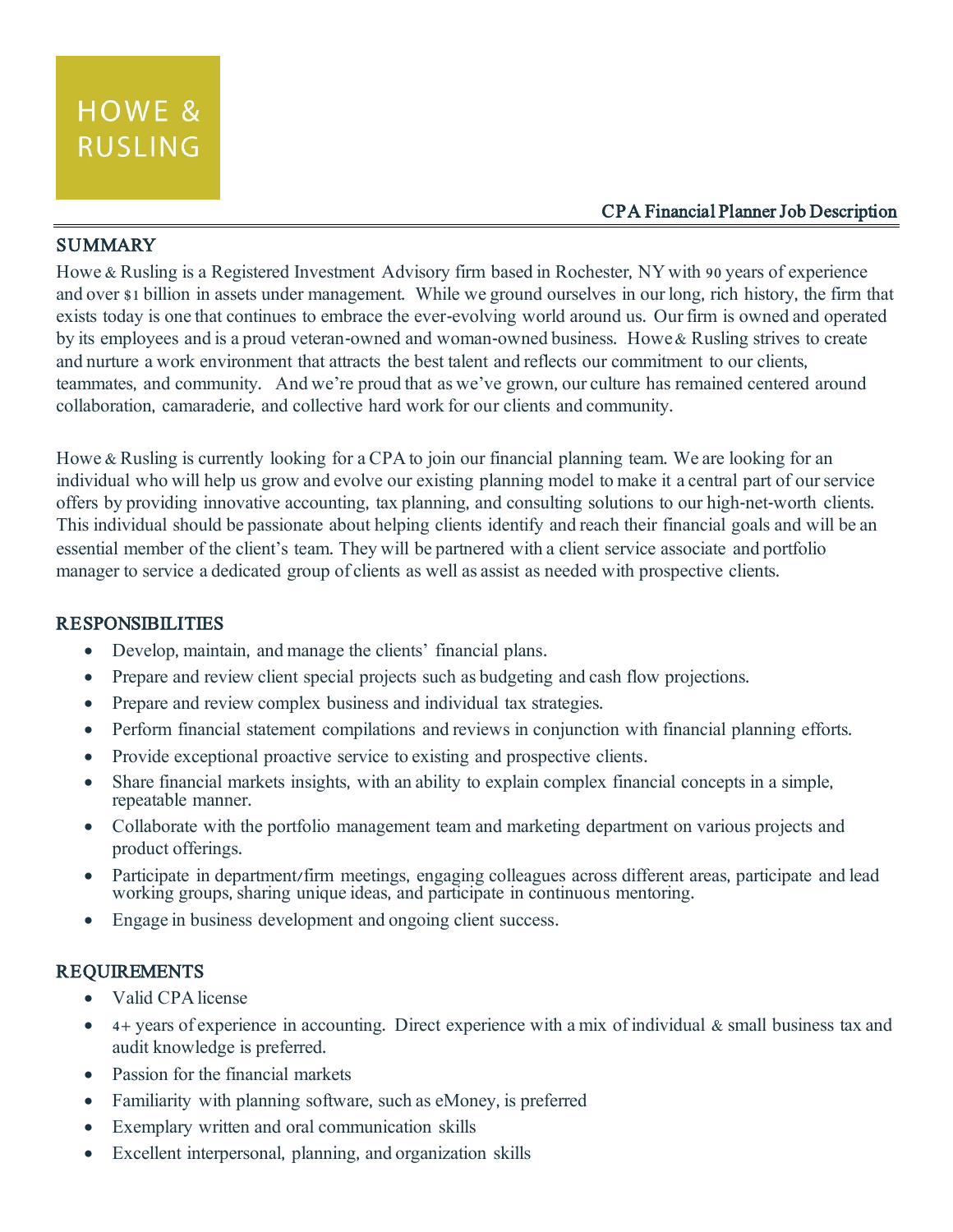HOWE & RUSLING

CPA Financial Planner Job Description

## SUMMARY

Howe & Rusling is a Registered Investment Advisory firm based in Rochester, NY with 90 years of experience and over $1 billion in assets under management. While we ground ourselves in our long, rich history, the firm that exists today is one that continues to embrace the ever-evolving world around us. Our firm is owned and operated by its employees and is a proud veteran-owned and woman-owned business. Howe & Rusling strives to create and nurture a work environment that attracts the best talent and reflects our commitment to our clients, teammates, and community. And we're proud that as we've grown, our culture has remained centered around collaboration, camaraderie, and collective hard work for our clients and community.

Howe & Rusling is currently looking for a CPA to join our financial planning team. We are looking for an individual who will help us grow and evolve our existing planning model to make it a central part of our service offers by providing innovative accounting, tax planning, and consulting solutions to our high-net-worth clients. This individual should be passionate about helping clients identify and reach their financial goals and will be an essential member of the client's team. They will be partnered with a client service associate and portfolio manager to service a dedicated group of clients as well as assist as needed with prospective clients.

## RESPONSIBILITIES

- Develop, maintain, and manage the clients' financial plans.
- Prepare and review client special projects such as budgeting and cash flow projections.
- Prepare and review complex business and individual tax strategies.
- Perform financial statement compilations and reviews in conjunction with financial planning efforts.
- Provide exceptional proactive service to existing and prospective clients.
- Share financial markets insights, with an ability to explain complex financial concepts in a simple, repeatable manner.
- Collaborate with the portfolio management team and marketing department on various projects and product offerings.
- Participate in department/firm meetings, engaging colleagues across different areas, participate and lead working groups, sharing unique ideas, and participate in continuous mentoring.
- Engage in business development and ongoing client success.

## REQUIREMENTS

- Valid CPA license
- 4+ years of experience in accounting. Direct experience with a mix of individual & small business tax and audit knowledge is preferred.
- Passion for the financial markets
- Familiarity with planning software, such as eMoney, is preferred
- Exemplary written and oral communication skills
- Excellent interpersonal, planning, and organization skills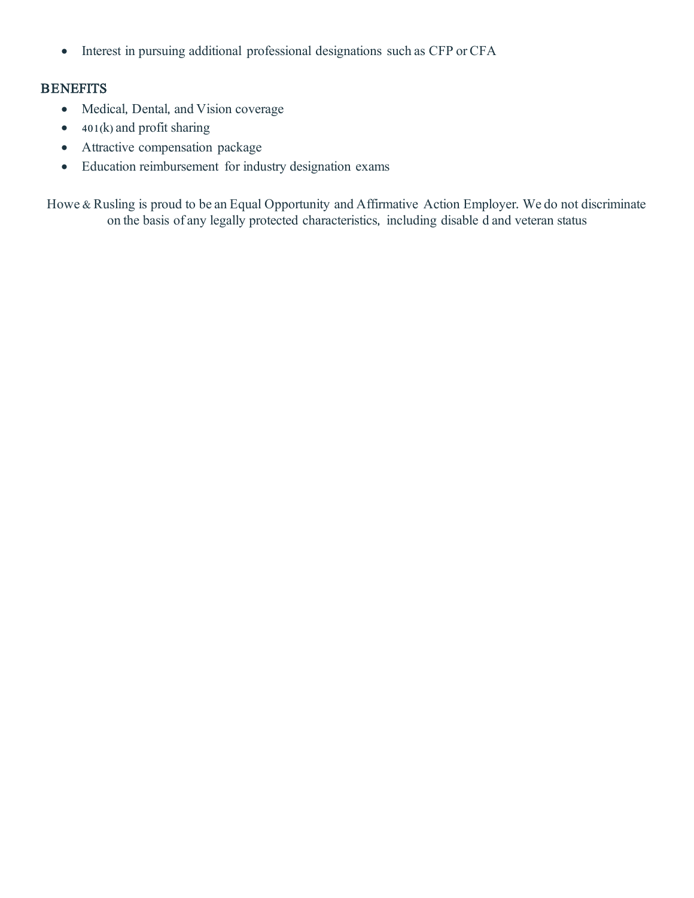- Interest in pursuing additional professional designations such as CFP or CFA

## BENEFITS

- Medical, Dental, and Vision coverage
- 401(k) and profit sharing
- Attractive compensation package
- Education reimbursement for industry designation exams

Howe & Rusling is proud to be an Equal Opportunity and Affirmative Action Employer. We do not discriminate on the basis of any legally protected characteristics, including disable d and veteran status